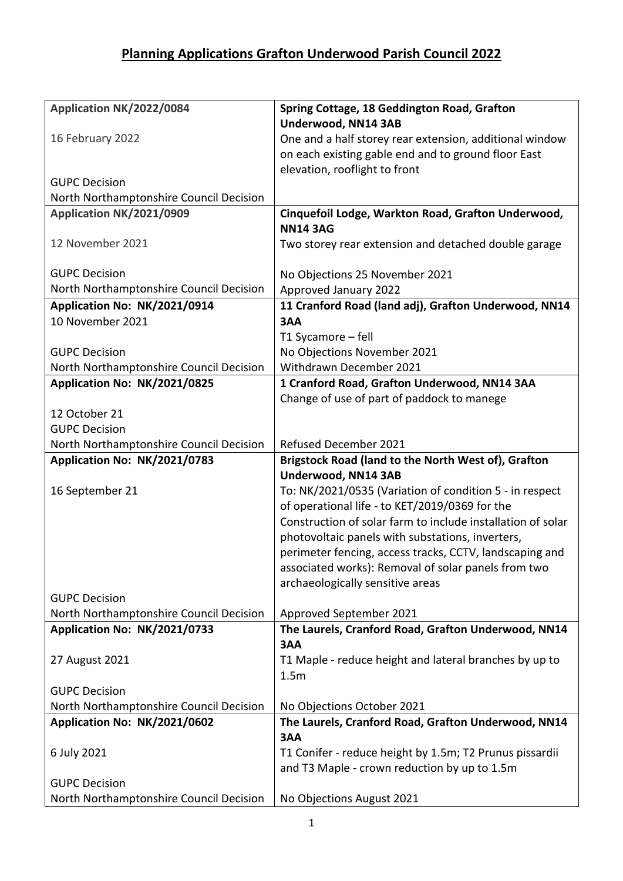# Planning Applications Grafton Underwood Parish Council 2022

| | |
|---|---|
| **Application NK/2022/0084**<br><br>16 February 2022<br><br><br>GUPC Decision<br>North Northamptonshire Council Decision | **Spring Cottage, 18 Geddington Road, Grafton Underwood, NN14 3AB**<br>One and a half storey rear extension, additional window on each existing gable end and to ground floor East elevation, rooflight to front |
| **Application NK/2021/0909**<br><br>12 November 2021<br><br>GUPC Decision<br>North Northamptonshire Council Decision | **Cinquefoil Lodge, Warkton Road, Grafton Underwood, NN14 3AG**<br>Two storey rear extension and detached double garage<br><br>No Objections 25 November 2021<br>Approved January 2022 |
| **Application No: NK/2021/0914**<br>10 November 2021<br><br>GUPC Decision<br>North Northamptonshire Council Decision | **11 Cranford Road (land adj), Grafton Underwood, NN14 3AA**<br>T1 Sycamore – fell<br>No Objections November 2021<br>Withdrawn December 2021 |
| **Application No: NK/2021/0825**<br><br>12 October 21<br>GUPC Decision<br>North Northamptonshire Council Decision | **1 Cranford Road, Grafton Underwood, NN14 3AA**<br>Change of use of part of paddock to manege<br><br><br>Refused December 2021 |
| **Application No: NK/2021/0783**<br><br>16 September 21<br><br><br><br><br><br><br>GUPC Decision<br>North Northamptonshire Council Decision | **Brigstock Road (land to the North West of), Grafton Underwood, NN14 3AB**<br>To: NK/2021/0535 (Variation of condition 5 - in respect of operational life - to KET/2019/0369 for the Construction of solar farm to include installation of solar photovoltaic panels with substations, inverters, perimeter fencing, access tracks, CCTV, landscaping and associated works): Removal of solar panels from two archaeologically sensitive areas<br><br>Approved September 2021 |
| **Application No: NK/2021/0733**<br><br>27 August 2021<br><br>GUPC Decision<br>North Northamptonshire Council Decision | **The Laurels, Cranford Road, Grafton Underwood, NN14 3AA**<br>T1 Maple - reduce height and lateral branches by up to 1.5m<br><br>No Objections October 2021 |
| **Application No: NK/2021/0602**<br><br>6 July 2021<br><br>GUPC Decision<br>North Northamptonshire Council Decision | **The Laurels, Cranford Road, Grafton Underwood, NN14 3AA**<br>T1 Conifer - reduce height by 1.5m; T2 Prunus pissardii and T3 Maple - crown reduction by up to 1.5m<br><br>No Objections August 2021 |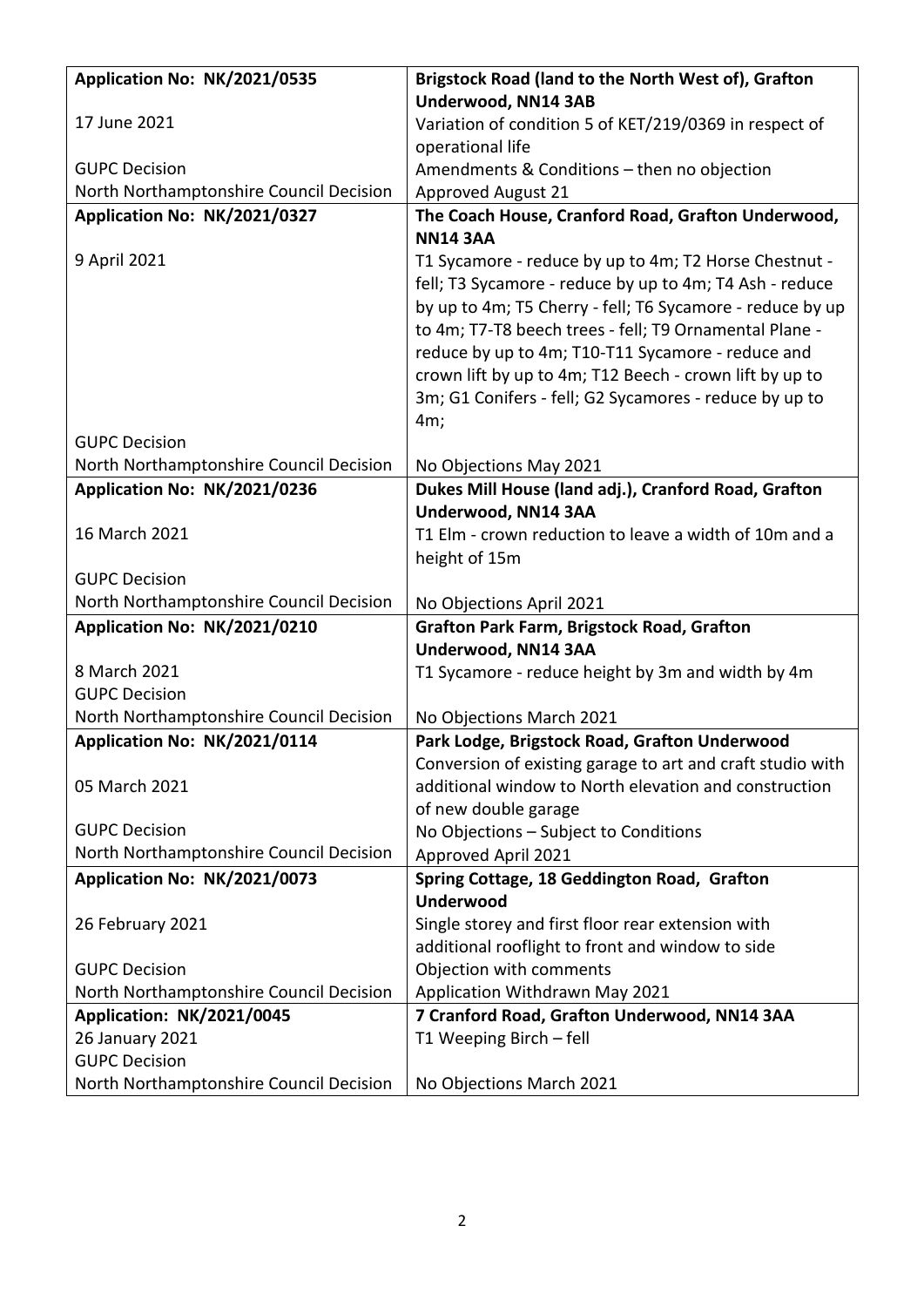| | |
|---|---|
| **Application No: NK/2021/0535**<br><br>17 June 2021<br><br>GUPC Decision<br>North Northamptonshire Council Decision | **Brigstock Road (land to the North West of), Grafton Underwood, NN14 3AB**<br>Variation of condition 5 of KET/219/0369 in respect of operational life<br>Amendments & Conditions – then no objection<br>Approved August 21 |
| **Application No: NK/2021/0327**<br><br>9 April 2021<br><br>GUPC Decision<br>North Northamptonshire Council Decision | **The Coach House, Cranford Road, Grafton Underwood, NN14 3AA**<br>T1 Sycamore - reduce by up to 4m; T2 Horse Chestnut - fell; T3 Sycamore - reduce by up to 4m; T4 Ash - reduce by up to 4m; T5 Cherry - fell; T6 Sycamore - reduce by up to 4m; T7-T8 beech trees - fell; T9 Ornamental Plane - reduce by up to 4m; T10-T11 Sycamore - reduce and crown lift by up to 4m; T12 Beech - crown lift by up to 3m; G1 Conifers - fell; G2 Sycamores - reduce by up to 4m;<br><br>No Objections May 2021 |
| **Application No: NK/2021/0236**<br><br>16 March 2021<br><br>GUPC Decision<br>North Northamptonshire Council Decision | **Dukes Mill House (land adj.), Cranford Road, Grafton Underwood, NN14 3AA**<br>T1 Elm - crown reduction to leave a width of 10m and a height of 15m<br><br>No Objections April 2021 |
| **Application No: NK/2021/0210**<br><br>8 March 2021<br>GUPC Decision<br>North Northamptonshire Council Decision | **Grafton Park Farm, Brigstock Road, Grafton Underwood, NN14 3AA**<br>T1 Sycamore - reduce height by 3m and width by 4m<br><br>No Objections March 2021 |
| **Application No: NK/2021/0114**<br><br>05 March 2021<br><br>GUPC Decision<br>North Northamptonshire Council Decision | **Park Lodge, Brigstock Road, Grafton Underwood**<br>Conversion of existing garage to art and craft studio with additional window to North elevation and construction of new double garage<br>No Objections – Subject to Conditions<br>Approved April 2021 |
| **Application No: NK/2021/0073**<br><br>26 February 2021<br><br>GUPC Decision<br>North Northamptonshire Council Decision | **Spring Cottage, 18 Geddington Road, Grafton Underwood**<br>Single storey and first floor rear extension with additional rooflight to front and window to side<br>Objection with comments<br>Application Withdrawn May 2021 |
| **Application: NK/2021/0045**<br>26 January 2021<br>GUPC Decision<br>North Northamptonshire Council Decision | **7 Cranford Road, Grafton Underwood, NN14 3AA**<br>T1 Weeping Birch – fell<br><br>No Objections March 2021 |